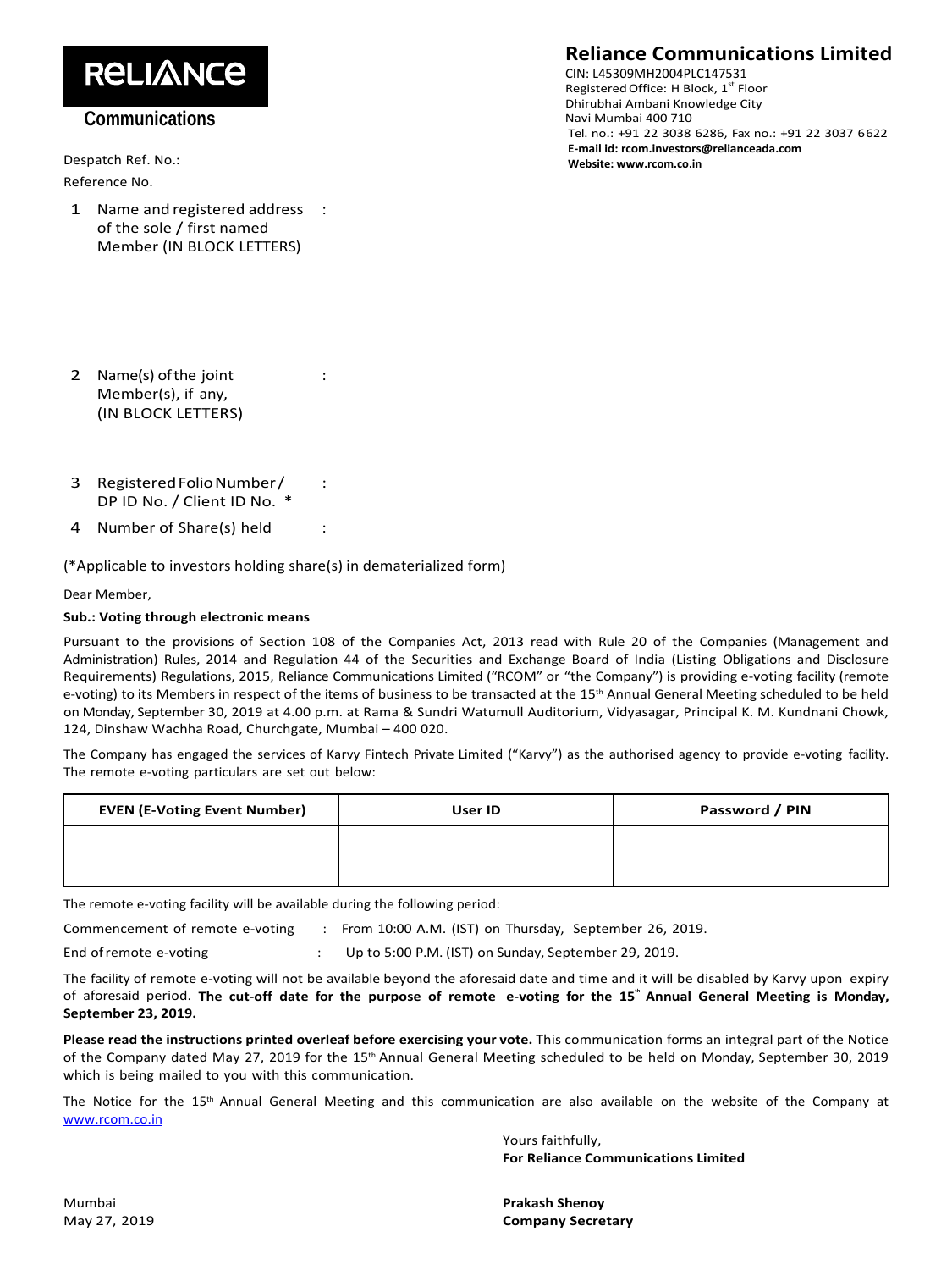**RELIANCE**

**Communications**

# Reliance Communications Limited

CIN: L45309MH2004PLC147531
Registered Office: H Block, 1st Floor
Dhirubhai Ambani Knowledge City
Navi Mumbai 400 710
Tel. no.: +91 22 3038 6286, Fax no.: +91 22 3037 6622
**E-mail id: rcom.investors@relianceada.com**
**Website: www.rcom.co.in**

Despatch Ref. No.:

Reference No.

1. Name and registered address of the sole / first named Member (IN BLOCK LETTERS) :

2. Name(s) of the joint Member(s), if any, (IN BLOCK LETTERS) :

3. Registered Folio Number / DP ID No. / Client ID No. * :

4. Number of Share(s) held :

(*Applicable to investors holding share(s) in dematerialized form)

Dear Member,

**Sub.: Voting through electronic means**

Pursuant to the provisions of Section 108 of the Companies Act, 2013 read with Rule 20 of the Companies (Management and Administration) Rules, 2014 and Regulation 44 of the Securities and Exchange Board of India (Listing Obligations and Disclosure Requirements) Regulations, 2015, Reliance Communications Limited ("RCOM" or "the Company") is providing e-voting facility (remote e-voting) to its Members in respect of the items of business to be transacted at the 15th Annual General Meeting scheduled to be held on Monday, September 30, 2019 at 4.00 p.m. at Rama & Sundri Watumull Auditorium, Vidyasagar, Principal K. M. Kundnani Chowk, 124, Dinshaw Wachha Road, Churchgate, Mumbai – 400 020.

The Company has engaged the services of Karvy Fintech Private Limited ("Karvy") as the authorised agency to provide e-voting facility. The remote e-voting particulars are set out below:

| EVEN (E-Voting Event Number) | User ID | Password / PIN |
|---|---|---|
| | | |

The remote e-voting facility will be available during the following period:

Commencement of remote e-voting : From 10:00 A.M. (IST) on Thursday, September 26, 2019.

End of remote e-voting : Up to 5:00 P.M. (IST) on Sunday, September 29, 2019.

The facility of remote e-voting will not be available beyond the aforesaid date and time and it will be disabled by Karvy upon expiry of aforesaid period. **The cut-off date for the purpose of remote e-voting for the 15th Annual General Meeting is Monday, September 23, 2019.**

**Please read the instructions printed overleaf before exercising your vote.** This communication forms an integral part of the Notice of the Company dated May 27, 2019 for the 15th Annual General Meeting scheduled to be held on Monday, September 30, 2019 which is being mailed to you with this communication.

The Notice for the 15th Annual General Meeting and this communication are also available on the website of the Company at www.rcom.co.in

Yours faithfully,
**For Reliance Communications Limited**

Mumbai
May 27, 2019

**Prakash Shenoy**
**Company Secretary**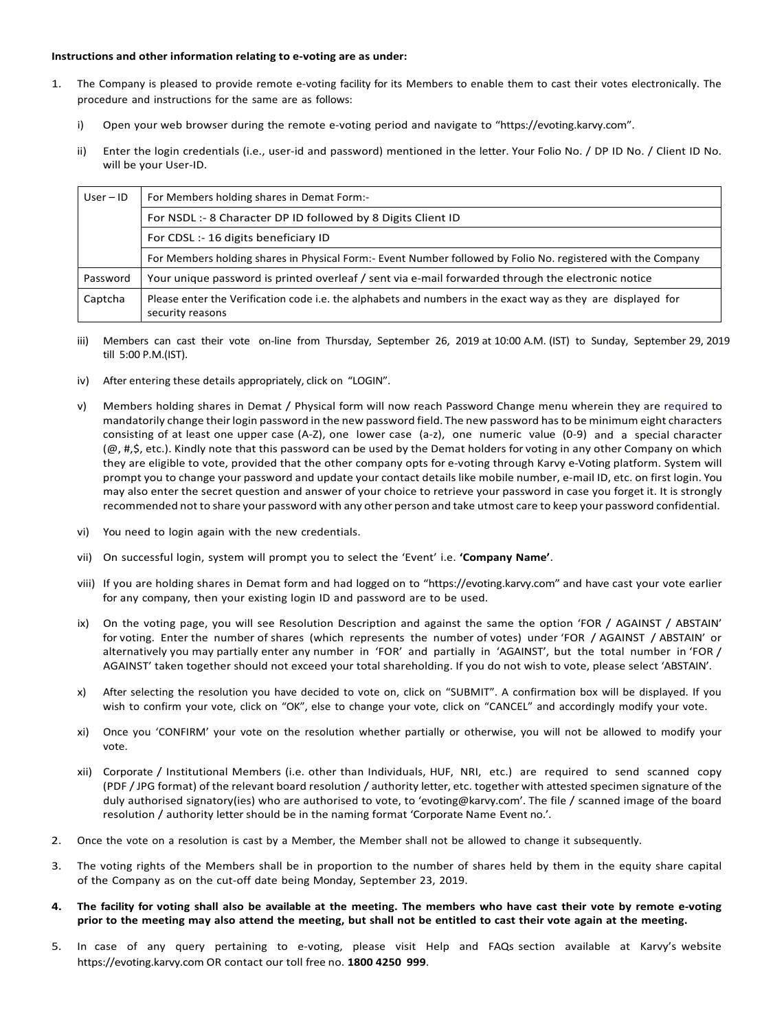**Instructions and other information relating to e-voting are as under:**

1. The Company is pleased to provide remote e-voting facility for its Members to enable them to cast their votes electronically. The procedure and instructions for the same are as follows:

   i) Open your web browser during the remote e-voting period and navigate to "https://evoting.karvy.com".

   ii) Enter the login credentials (i.e., user-id and password) mentioned in the letter. Your Folio No. / DP ID No. / Client ID No. will be your User-ID.

| | |
|---|---|
| User – ID | For Members holding shares in Demat Form:- |
| | For NSDL :- 8 Character DP ID followed by 8 Digits Client ID |
| | For CDSL :- 16 digits beneficiary ID |
| | For Members holding shares in Physical Form:- Event Number followed by Folio No. registered with the Company |
| Password | Your unique password is printed overleaf / sent via e-mail forwarded through the electronic notice |
| Captcha | Please enter the Verification code i.e. the alphabets and numbers in the exact way as they are displayed for security reasons |

   iii) Members can cast their vote on-line from Thursday, September 26, 2019 at 10:00 A.M. (IST) to Sunday, September 29, 2019 till 5:00 P.M.(IST).

   iv) After entering these details appropriately, click on "LOGIN".

   v) Members holding shares in Demat / Physical form will now reach Password Change menu wherein they are required to mandatorily change their login password in the new password field. The new password has to be minimum eight characters consisting of at least one upper case (A-Z), one lower case (a-z), one numeric value (0-9) and a special character (@, #,$, etc.). Kindly note that this password can be used by the Demat holders for voting in any other Company on which they are eligible to vote, provided that the other company opts for e-voting through Karvy e-Voting platform. System will prompt you to change your password and update your contact details like mobile number, e-mail ID, etc. on first login. You may also enter the secret question and answer of your choice to retrieve your password in case you forget it. It is strongly recommended not to share your password with any other person and take utmost care to keep your password confidential.

   vi) You need to login again with the new credentials.

   vii) On successful login, system will prompt you to select the 'Event' i.e. **'Company Name'**.

   viii) If you are holding shares in Demat form and had logged on to "https://evoting.karvy.com" and have cast your vote earlier for any company, then your existing login ID and password are to be used.

   ix) On the voting page, you will see Resolution Description and against the same the option 'FOR / AGAINST / ABSTAIN' for voting. Enter the number of shares (which represents the number of votes) under 'FOR / AGAINST / ABSTAIN' or alternatively you may partially enter any number in 'FOR' and partially in 'AGAINST', but the total number in 'FOR / AGAINST' taken together should not exceed your total shareholding. If you do not wish to vote, please select 'ABSTAIN'.

   x) After selecting the resolution you have decided to vote on, click on "SUBMIT". A confirmation box will be displayed. If you wish to confirm your vote, click on "OK", else to change your vote, click on "CANCEL" and accordingly modify your vote.

   xi) Once you 'CONFIRM' your vote on the resolution whether partially or otherwise, you will not be allowed to modify your vote.

   xii) Corporate / Institutional Members (i.e. other than Individuals, HUF, NRI, etc.) are required to send scanned copy (PDF / JPG format) of the relevant board resolution / authority letter, etc. together with attested specimen signature of the duly authorised signatory(ies) who are authorised to vote, to 'evoting@karvy.com'. The file / scanned image of the board resolution / authority letter should be in the naming format 'Corporate Name Event no.'.

2. Once the vote on a resolution is cast by a Member, the Member shall not be allowed to change it subsequently.

3. The voting rights of the Members shall be in proportion to the number of shares held by them in the equity share capital of the Company as on the cut-off date being Monday, September 23, 2019.

4. **The facility for voting shall also be available at the meeting. The members who have cast their vote by remote e-voting prior to the meeting may also attend the meeting, but shall not be entitled to cast their vote again at the meeting.**

5. In case of any query pertaining to e-voting, please visit Help and FAQs section available at Karvy's website https://evoting.karvy.com OR contact our toll free no. **1800 4250 999**.